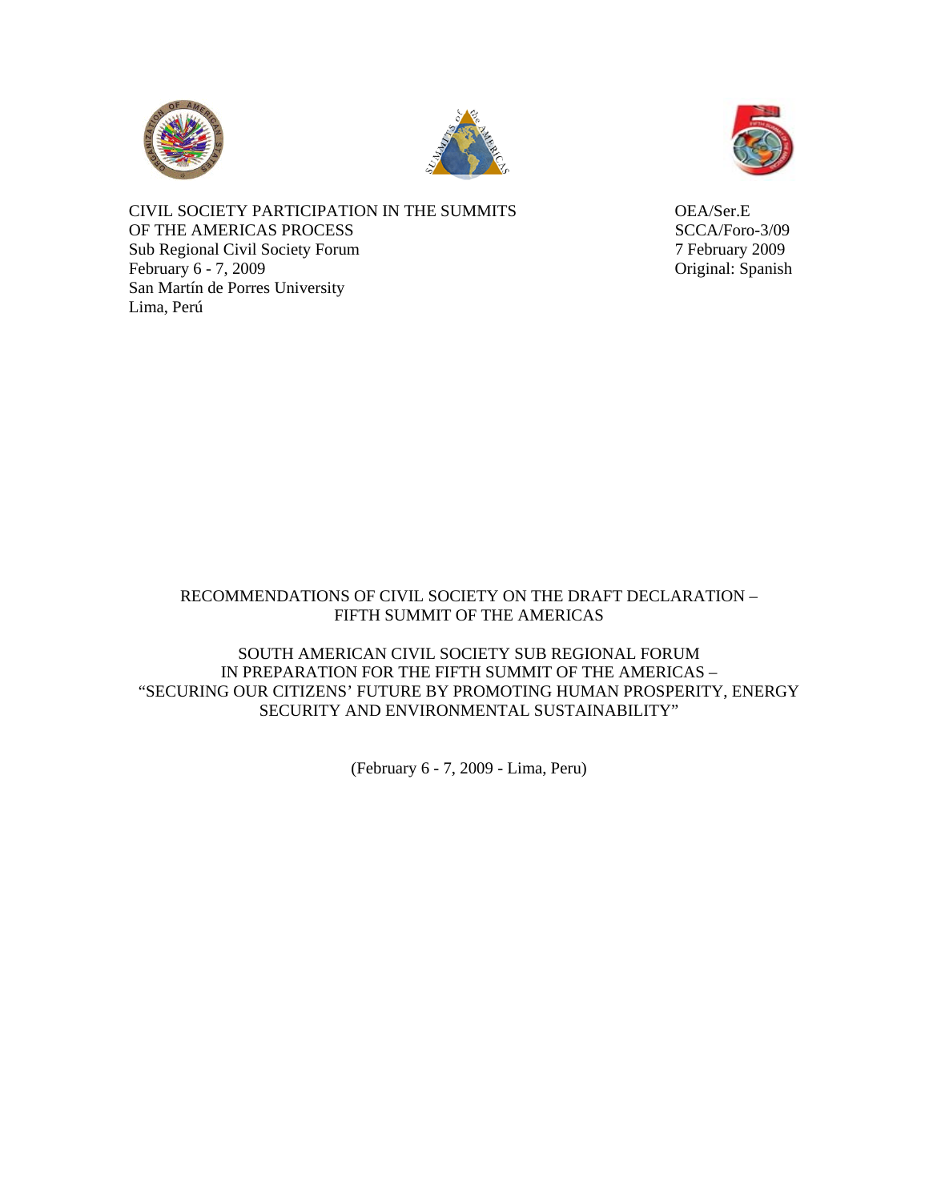CIVIL SOCIETY PARTICIPATION IN THE SUMMITS OF THE AMERICAS PROCESS
Sub Regional Civil Society Forum
February 6 - 7, 2009
San Martín de Porres University
Lima, Perú

OEA/Ser.E
SCCA/Foro-3/09
7 February 2009
Original: Spanish

# RECOMMENDATIONS OF CIVIL SOCIETY ON THE DRAFT DECLARATION – FIFTH SUMMIT OF THE AMERICAS

## SOUTH AMERICAN CIVIL SOCIETY SUB REGIONAL FORUM IN PREPARATION FOR THE FIFTH SUMMIT OF THE AMERICAS – "SECURING OUR CITIZENS' FUTURE BY PROMOTING HUMAN PROSPERITY, ENERGY SECURITY AND ENVIRONMENTAL SUSTAINABILITY"

(February 6 - 7, 2009 - Lima, Peru)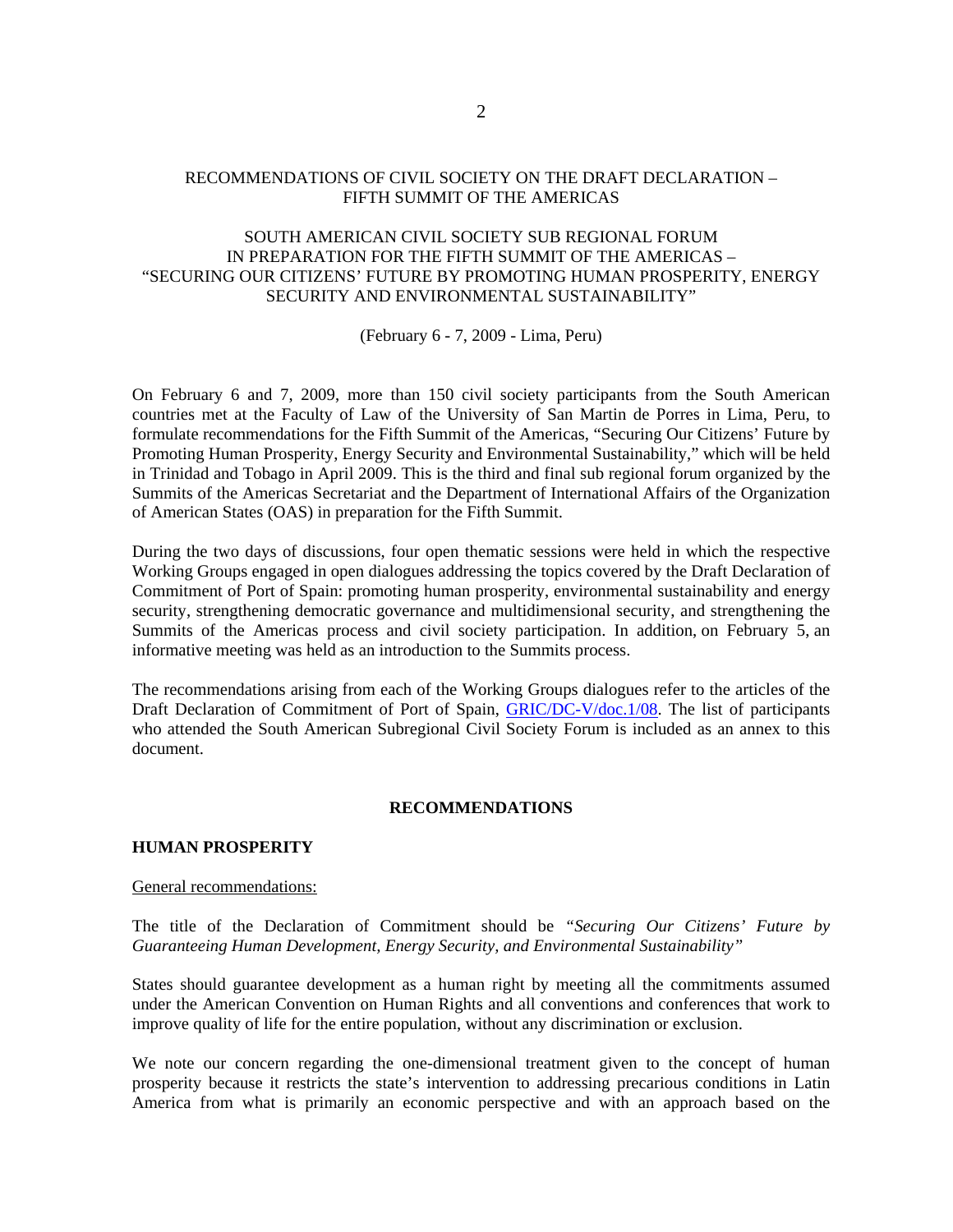RECOMMENDATIONS OF CIVIL SOCIETY ON THE DRAFT DECLARATION – FIFTH SUMMIT OF THE AMERICAS

SOUTH AMERICAN CIVIL SOCIETY SUB REGIONAL FORUM IN PREPARATION FOR THE FIFTH SUMMIT OF THE AMERICAS – "SECURING OUR CITIZENS' FUTURE BY PROMOTING HUMAN PROSPERITY, ENERGY SECURITY AND ENVIRONMENTAL SUSTAINABILITY"

(February 6 - 7, 2009 - Lima, Peru)

On February 6 and 7, 2009, more than 150 civil society participants from the South American countries met at the Faculty of Law of the University of San Martin de Porres in Lima, Peru, to formulate recommendations for the Fifth Summit of the Americas, "Securing Our Citizens' Future by Promoting Human Prosperity, Energy Security and Environmental Sustainability," which will be held in Trinidad and Tobago in April 2009. This is the third and final sub regional forum organized by the Summits of the Americas Secretariat and the Department of International Affairs of the Organization of American States (OAS) in preparation for the Fifth Summit.

During the two days of discussions, four open thematic sessions were held in which the respective Working Groups engaged in open dialogues addressing the topics covered by the Draft Declaration of Commitment of Port of Spain: promoting human prosperity, environmental sustainability and energy security, strengthening democratic governance and multidimensional security, and strengthening the Summits of the Americas process and civil society participation. In addition, on February 5, an informative meeting was held as an introduction to the Summits process.

The recommendations arising from each of the Working Groups dialogues refer to the articles of the Draft Declaration of Commitment of Port of Spain, GRIC/DC-V/doc.1/08. The list of participants who attended the South American Subregional Civil Society Forum is included as an annex to this document.

## RECOMMENDATIONS

### HUMAN PROSPERITY

General recommendations:

The title of the Declaration of Commitment should be *"Securing Our Citizens' Future by Guaranteeing Human Development, Energy Security, and Environmental Sustainability"*

States should guarantee development as a human right by meeting all the commitments assumed under the American Convention on Human Rights and all conventions and conferences that work to improve quality of life for the entire population, without any discrimination or exclusion.

We note our concern regarding the one-dimensional treatment given to the concept of human prosperity because it restricts the state's intervention to addressing precarious conditions in Latin America from what is primarily an economic perspective and with an approach based on the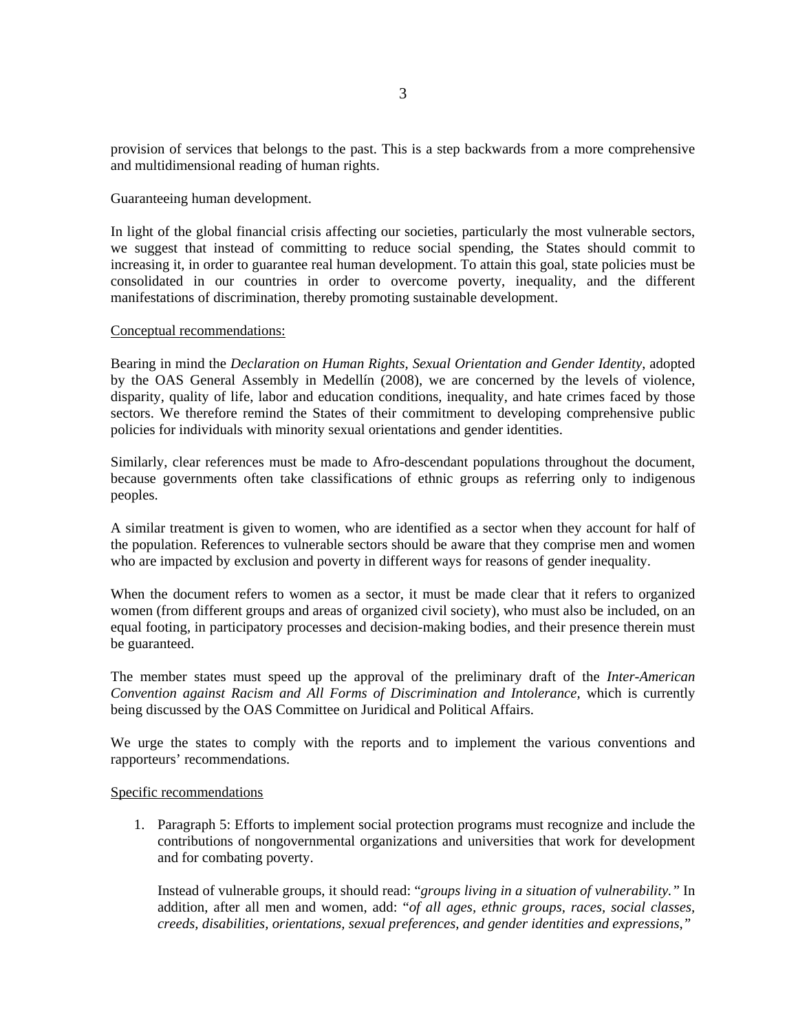provision of services that belongs to the past. This is a step backwards from a more comprehensive and multidimensional reading of human rights.

Guaranteeing human development.

In light of the global financial crisis affecting our societies, particularly the most vulnerable sectors, we suggest that instead of committing to reduce social spending, the States should commit to increasing it, in order to guarantee real human development. To attain this goal, state policies must be consolidated in our countries in order to overcome poverty, inequality, and the different manifestations of discrimination, thereby promoting sustainable development.

<u>Conceptual recommendations:</u>

Bearing in mind the *Declaration on Human Rights, Sexual Orientation and Gender Identity*, adopted by the OAS General Assembly in Medellín (2008), we are concerned by the levels of violence, disparity, quality of life, labor and education conditions, inequality, and hate crimes faced by those sectors. We therefore remind the States of their commitment to developing comprehensive public policies for individuals with minority sexual orientations and gender identities.

Similarly, clear references must be made to Afro-descendant populations throughout the document, because governments often take classifications of ethnic groups as referring only to indigenous peoples.

A similar treatment is given to women, who are identified as a sector when they account for half of the population. References to vulnerable sectors should be aware that they comprise men and women who are impacted by exclusion and poverty in different ways for reasons of gender inequality.

When the document refers to women as a sector, it must be made clear that it refers to organized women (from different groups and areas of organized civil society), who must also be included, on an equal footing, in participatory processes and decision-making bodies, and their presence therein must be guaranteed.

The member states must speed up the approval of the preliminary draft of the *Inter-American Convention against Racism and All Forms of Discrimination and Intolerance*, which is currently being discussed by the OAS Committee on Juridical and Political Affairs.

We urge the states to comply with the reports and to implement the various conventions and rapporteurs' recommendations.

<u>Specific recommendations</u>

1. Paragraph 5: Efforts to implement social protection programs must recognize and include the contributions of nongovernmental organizations and universities that work for development and for combating poverty.

   Instead of vulnerable groups, it should read: "*groups living in a situation of vulnerability.*" In addition, after all men and women, add: "*of all ages, ethnic groups, races, social classes, creeds, disabilities, orientations, sexual preferences, and gender identities and expressions,*"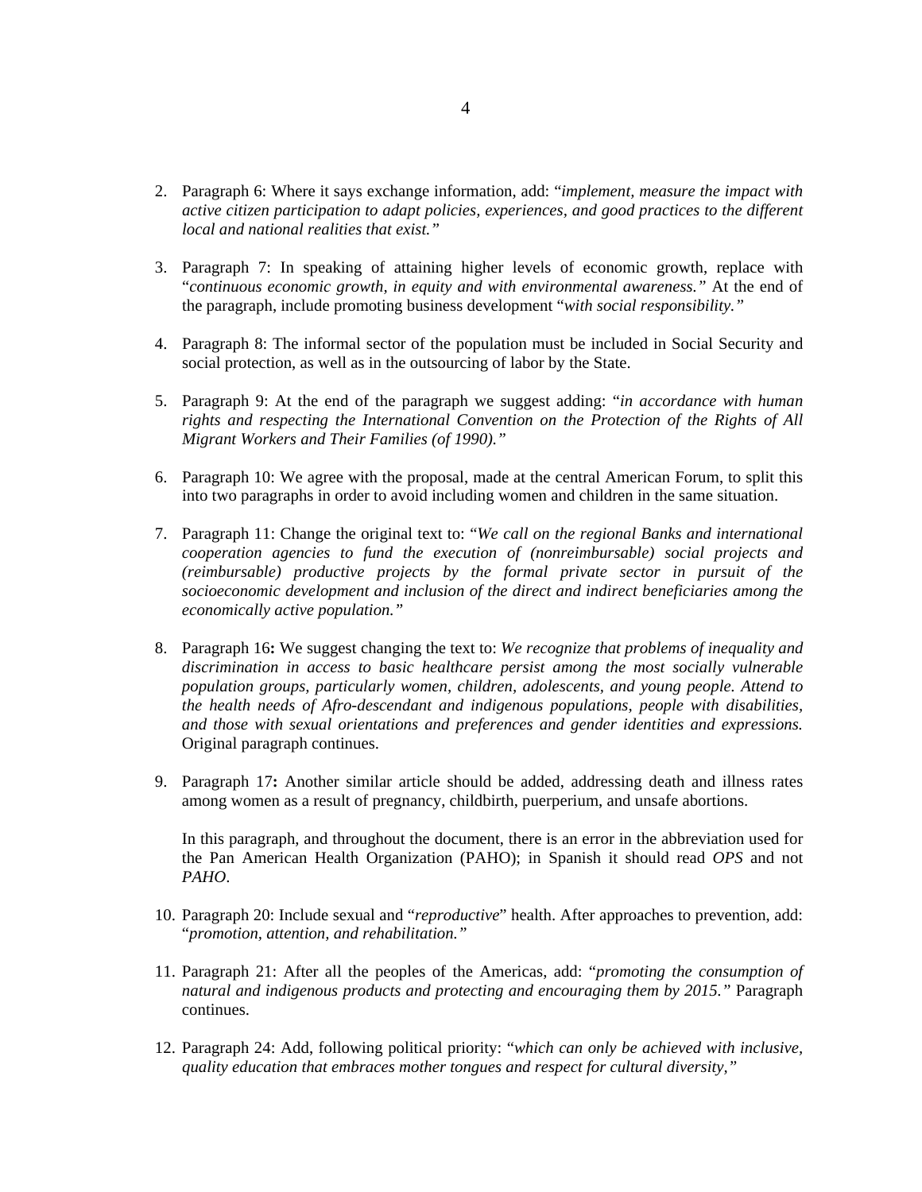2. Paragraph 6: Where it says exchange information, add: "*implement, measure the impact with active citizen participation to adapt policies, experiences, and good practices to the different local and national realities that exist.*"

3. Paragraph 7: In speaking of attaining higher levels of economic growth, replace with "*continuous economic growth, in equity and with environmental awareness.*" At the end of the paragraph, include promoting business development "*with social responsibility.*"

4. Paragraph 8: The informal sector of the population must be included in Social Security and social protection, as well as in the outsourcing of labor by the State.

5. Paragraph 9: At the end of the paragraph we suggest adding: "*in accordance with human rights and respecting the International Convention on the Protection of the Rights of All Migrant Workers and Their Families (of 1990).*"

6. Paragraph 10: We agree with the proposal, made at the central American Forum, to split this into two paragraphs in order to avoid including women and children in the same situation.

7. Paragraph 11: Change the original text to: "*We call on the regional Banks and international cooperation agencies to fund the execution of (nonreimbursable) social projects and (reimbursable) productive projects by the formal private sector in pursuit of the socioeconomic development and inclusion of the direct and indirect beneficiaries among the economically active population.*"

8. Paragraph 16**:** We suggest changing the text to: *We recognize that problems of inequality and discrimination in access to basic healthcare persist among the most socially vulnerable population groups, particularly women, children, adolescents, and young people. Attend to the health needs of Afro-descendant and indigenous populations, people with disabilities, and those with sexual orientations and preferences and gender identities and expressions.* Original paragraph continues.

9. Paragraph 17**:** Another similar article should be added, addressing death and illness rates among women as a result of pregnancy, childbirth, puerperium, and unsafe abortions.

   In this paragraph, and throughout the document, there is an error in the abbreviation used for the Pan American Health Organization (PAHO); in Spanish it should read *OPS* and not *PAHO*.

10. Paragraph 20: Include sexual and "*reproductive*" health. After approaches to prevention, add: "*promotion, attention, and rehabilitation.*"

11. Paragraph 21: After all the peoples of the Americas, add: "*promoting the consumption of natural and indigenous products and protecting and encouraging them by 2015.*" Paragraph continues.

12. Paragraph 24: Add, following political priority: "*which can only be achieved with inclusive, quality education that embraces mother tongues and respect for cultural diversity,*"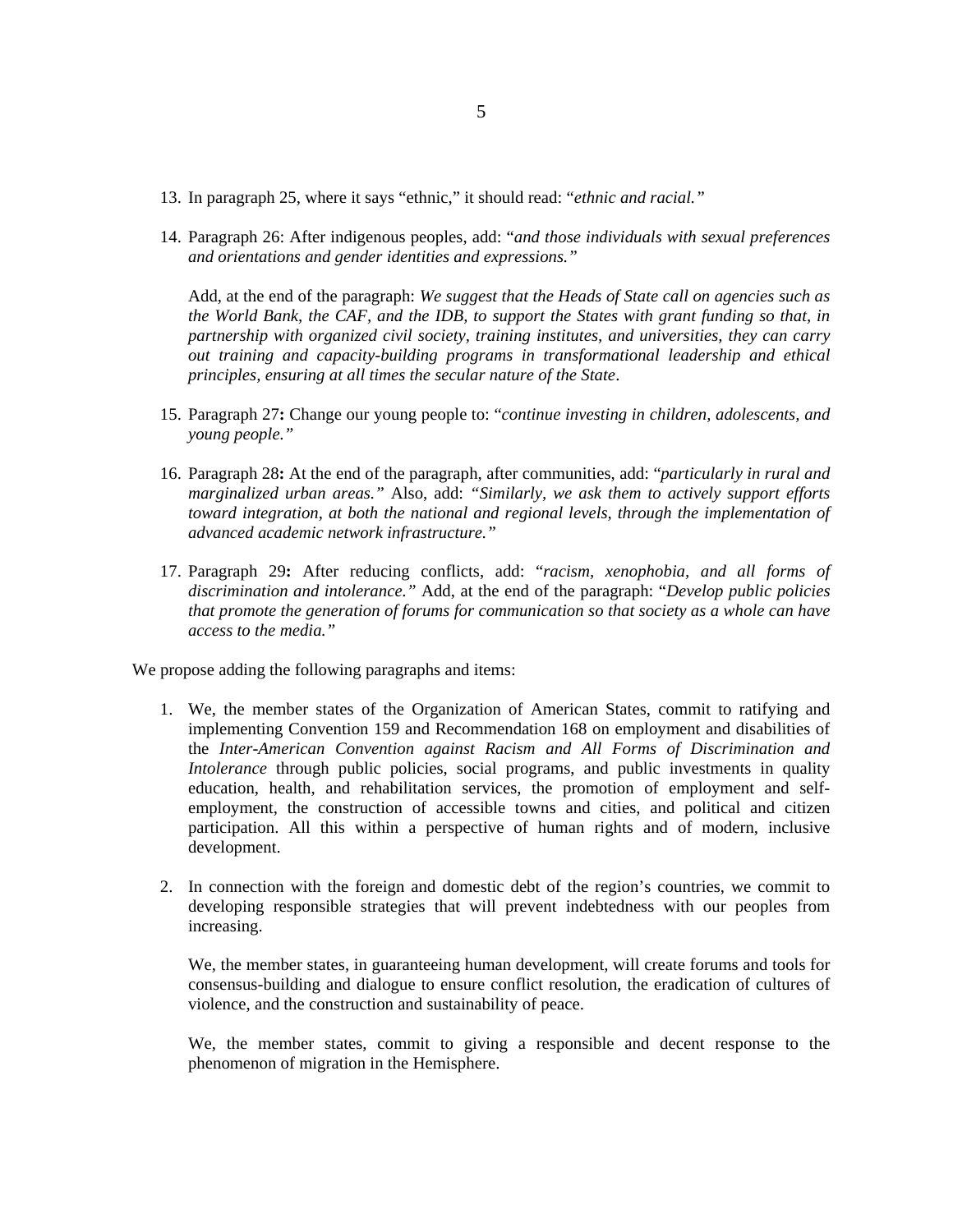13. In paragraph 25, where it says "ethnic," it should read: "*ethnic and racial.*"

14. Paragraph 26: After indigenous peoples, add: "*and those individuals with sexual preferences and orientations and gender identities and expressions.*"

    Add, at the end of the paragraph: *We suggest that the Heads of State call on agencies such as the World Bank, the CAF, and the IDB, to support the States with grant funding so that, in partnership with organized civil society, training institutes, and universities, they can carry out training and capacity-building programs in transformational leadership and ethical principles, ensuring at all times the secular nature of the State*.

15. Paragraph 27**:** Change our young people to: "*continue investing in children, adolescents, and young people.*"

16. Paragraph 28**:** At the end of the paragraph, after communities, add: "*particularly in rural and marginalized urban areas.*" Also, add: *"Similarly, we ask them to actively support efforts toward integration, at both the national and regional levels, through the implementation of advanced academic network infrastructure."*

17. Paragraph 29**:** After reducing conflicts, add: "*racism, xenophobia, and all forms of discrimination and intolerance.*" Add, at the end of the paragraph: "*Develop public policies that promote the generation of forums for communication so that society as a whole can have access to the media.*"

We propose adding the following paragraphs and items:

1. We, the member states of the Organization of American States, commit to ratifying and implementing Convention 159 and Recommendation 168 on employment and disabilities of the *Inter-American Convention against Racism and All Forms of Discrimination and Intolerance* through public policies, social programs, and public investments in quality education, health, and rehabilitation services, the promotion of employment and self-employment, the construction of accessible towns and cities, and political and citizen participation. All this within a perspective of human rights and of modern, inclusive development.

2. In connection with the foreign and domestic debt of the region's countries, we commit to developing responsible strategies that will prevent indebtedness with our peoples from increasing.

   We, the member states, in guaranteeing human development, will create forums and tools for consensus-building and dialogue to ensure conflict resolution, the eradication of cultures of violence, and the construction and sustainability of peace.

   We, the member states, commit to giving a responsible and decent response to the phenomenon of migration in the Hemisphere.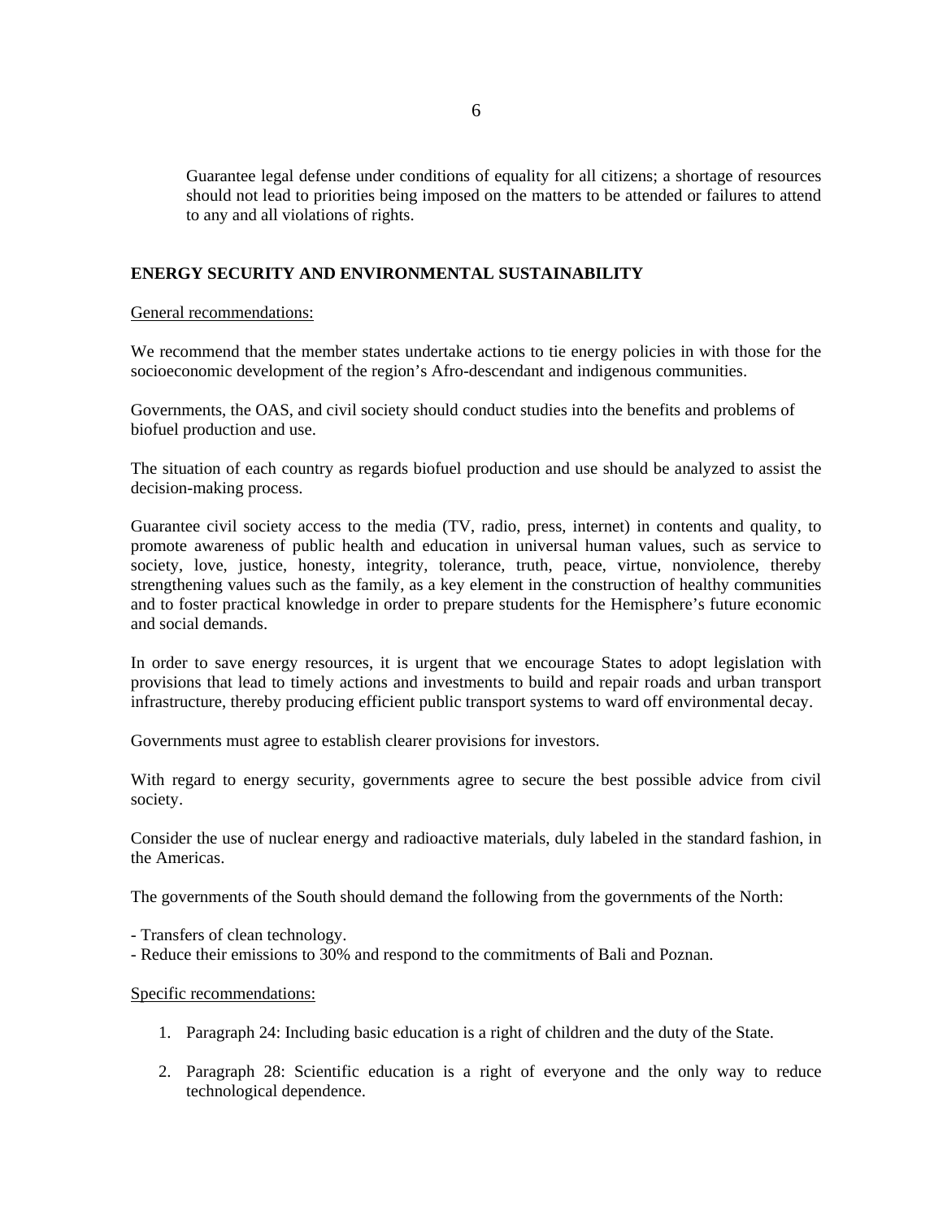Guarantee legal defense under conditions of equality for all citizens; a shortage of resources should not lead to priorities being imposed on the matters to be attended or failures to attend to any and all violations of rights.

## ENERGY SECURITY AND ENVIRONMENTAL SUSTAINABILITY

General recommendations:

We recommend that the member states undertake actions to tie energy policies in with those for the socioeconomic development of the region's Afro-descendant and indigenous communities.

Governments, the OAS, and civil society should conduct studies into the benefits and problems of biofuel production and use.

The situation of each country as regards biofuel production and use should be analyzed to assist the decision-making process.

Guarantee civil society access to the media (TV, radio, press, internet) in contents and quality, to promote awareness of public health and education in universal human values, such as service to society, love, justice, honesty, integrity, tolerance, truth, peace, virtue, nonviolence, thereby strengthening values such as the family, as a key element in the construction of healthy communities and to foster practical knowledge in order to prepare students for the Hemisphere's future economic and social demands.

In order to save energy resources, it is urgent that we encourage States to adopt legislation with provisions that lead to timely actions and investments to build and repair roads and urban transport infrastructure, thereby producing efficient public transport systems to ward off environmental decay.

Governments must agree to establish clearer provisions for investors.

With regard to energy security, governments agree to secure the best possible advice from civil society.

Consider the use of nuclear energy and radioactive materials, duly labeled in the standard fashion, in the Americas.

The governments of the South should demand the following from the governments of the North:

- Transfers of clean technology.
- Reduce their emissions to 30% and respond to the commitments of Bali and Poznan.

Specific recommendations:

1. Paragraph 24: Including basic education is a right of children and the duty of the State.
2. Paragraph 28: Scientific education is a right of everyone and the only way to reduce technological dependence.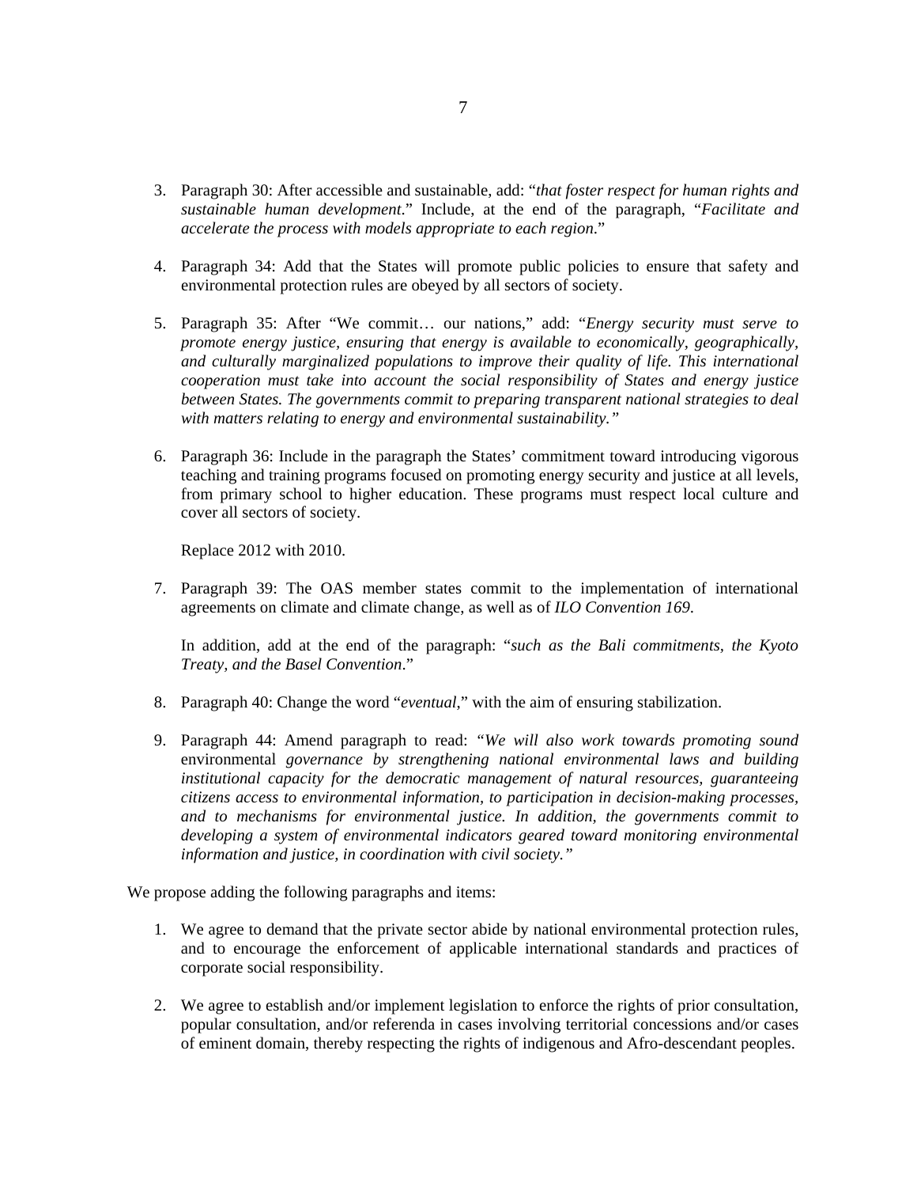3. Paragraph 30: After accessible and sustainable, add: "*that foster respect for human rights and sustainable human development*." Include, at the end of the paragraph, "*Facilitate and accelerate the process with models appropriate to each region*."

4. Paragraph 34: Add that the States will promote public policies to ensure that safety and environmental protection rules are obeyed by all sectors of society.

5. Paragraph 35: After "We commit… our nations," add: "*Energy security must serve to promote energy justice, ensuring that energy is available to economically, geographically, and culturally marginalized populations to improve their quality of life. This international cooperation must take into account the social responsibility of States and energy justice between States. The governments commit to preparing transparent national strategies to deal with matters relating to energy and environmental sustainability.*"

6. Paragraph 36: Include in the paragraph the States' commitment toward introducing vigorous teaching and training programs focused on promoting energy security and justice at all levels, from primary school to higher education. These programs must respect local culture and cover all sectors of society.

   Replace 2012 with 2010.

7. Paragraph 39: The OAS member states commit to the implementation of international agreements on climate and climate change, as well as of *ILO Convention 169*.

   In addition, add at the end of the paragraph: "*such as the Bali commitments, the Kyoto Treaty, and the Basel Convention*."

8. Paragraph 40: Change the word "*eventual*," with the aim of ensuring stabilization.

9. Paragraph 44: Amend paragraph to read: *"We will also work towards promoting sound* environmental *governance by strengthening national environmental laws and building institutional capacity for the democratic management of natural resources, guaranteeing citizens access to environmental information, to participation in decision-making processes, and to mechanisms for environmental justice. In addition, the governments commit to developing a system of environmental indicators geared toward monitoring environmental information and justice, in coordination with civil society."*

We propose adding the following paragraphs and items:

1. We agree to demand that the private sector abide by national environmental protection rules, and to encourage the enforcement of applicable international standards and practices of corporate social responsibility.

2. We agree to establish and/or implement legislation to enforce the rights of prior consultation, popular consultation, and/or referenda in cases involving territorial concessions and/or cases of eminent domain, thereby respecting the rights of indigenous and Afro-descendant peoples.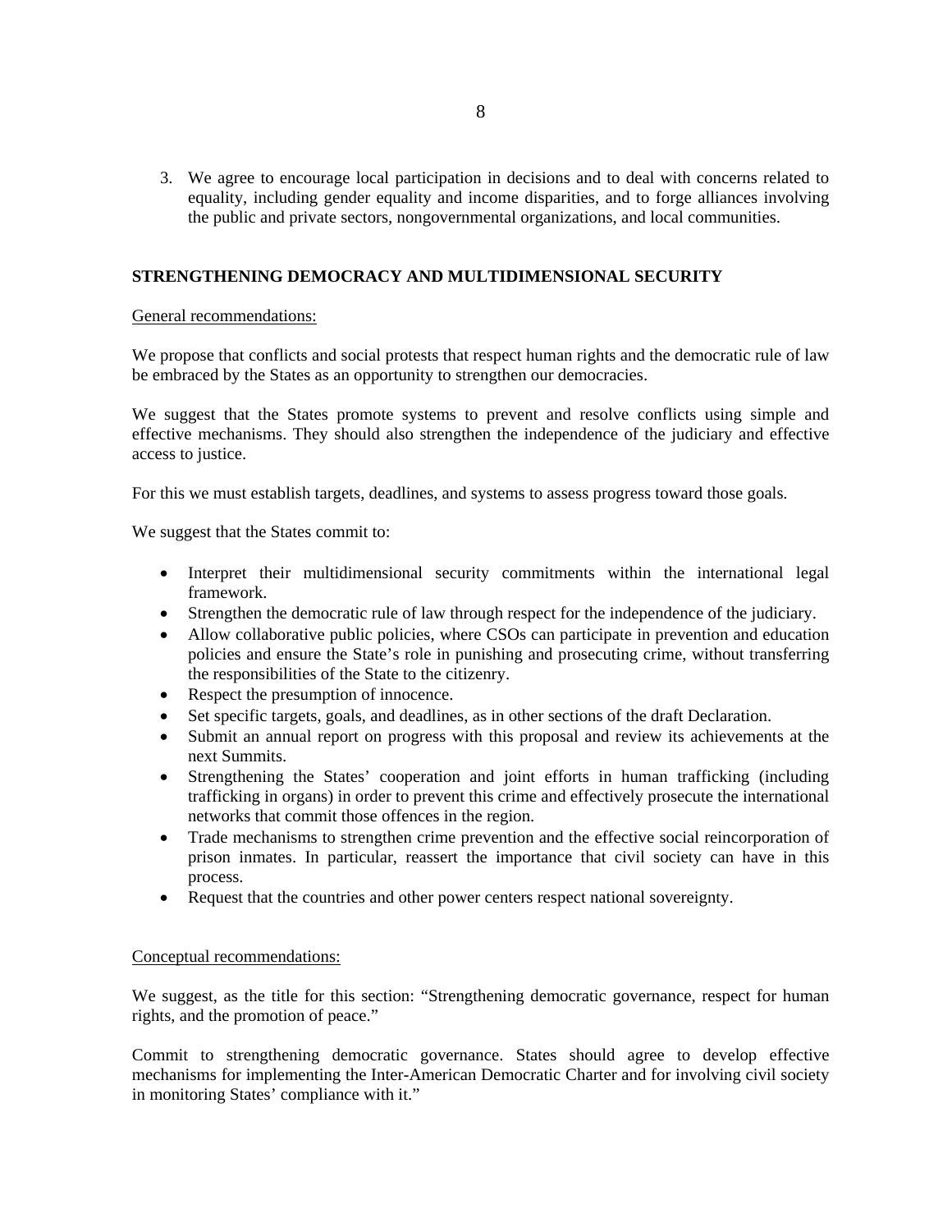3. We agree to encourage local participation in decisions and to deal with concerns related to equality, including gender equality and income disparities, and to forge alliances involving the public and private sectors, nongovernmental organizations, and local communities.

## STRENGTHENING DEMOCRACY AND MULTIDIMENSIONAL SECURITY

General recommendations:

We propose that conflicts and social protests that respect human rights and the democratic rule of law be embraced by the States as an opportunity to strengthen our democracies.

We suggest that the States promote systems to prevent and resolve conflicts using simple and effective mechanisms. They should also strengthen the independence of the judiciary and effective access to justice.

For this we must establish targets, deadlines, and systems to assess progress toward those goals.

We suggest that the States commit to:

- Interpret their multidimensional security commitments within the international legal framework.
- Strengthen the democratic rule of law through respect for the independence of the judiciary.
- Allow collaborative public policies, where CSOs can participate in prevention and education policies and ensure the State's role in punishing and prosecuting crime, without transferring the responsibilities of the State to the citizenry.
- Respect the presumption of innocence.
- Set specific targets, goals, and deadlines, as in other sections of the draft Declaration.
- Submit an annual report on progress with this proposal and review its achievements at the next Summits.
- Strengthening the States' cooperation and joint efforts in human trafficking (including trafficking in organs) in order to prevent this crime and effectively prosecute the international networks that commit those offences in the region.
- Trade mechanisms to strengthen crime prevention and the effective social reincorporation of prison inmates. In particular, reassert the importance that civil society can have in this process.
- Request that the countries and other power centers respect national sovereignty.

Conceptual recommendations:

We suggest, as the title for this section: "Strengthening democratic governance, respect for human rights, and the promotion of peace."

Commit to strengthening democratic governance. States should agree to develop effective mechanisms for implementing the Inter-American Democratic Charter and for involving civil society in monitoring States' compliance with it."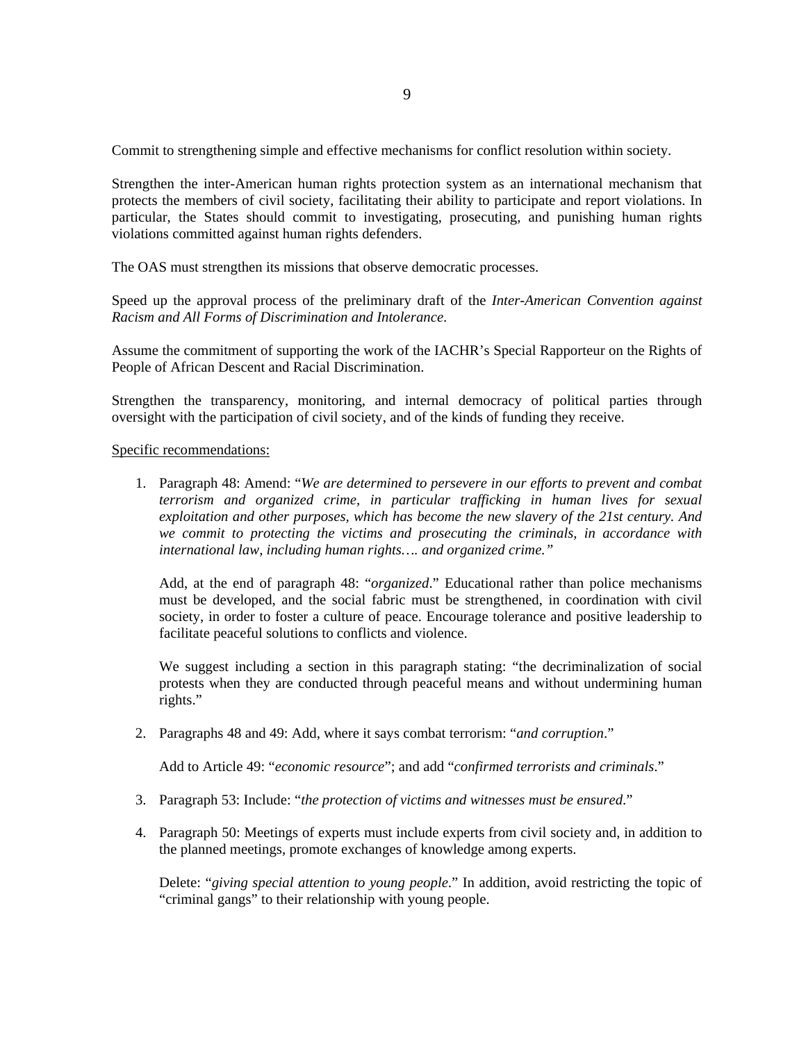Commit to strengthening simple and effective mechanisms for conflict resolution within society.

Strengthen the inter-American human rights protection system as an international mechanism that protects the members of civil society, facilitating their ability to participate and report violations. In particular, the States should commit to investigating, prosecuting, and punishing human rights violations committed against human rights defenders.

The OAS must strengthen its missions that observe democratic processes.

Speed up the approval process of the preliminary draft of the *Inter-American Convention against Racism and All Forms of Discrimination and Intolerance*.

Assume the commitment of supporting the work of the IACHR's Special Rapporteur on the Rights of People of African Descent and Racial Discrimination.

Strengthen the transparency, monitoring, and internal democracy of political parties through oversight with the participation of civil society, and of the kinds of funding they receive.

<u>Specific recommendations:</u>

1. Paragraph 48: Amend: "*We are determined to persevere in our efforts to prevent and combat terrorism and organized crime, in particular trafficking in human lives for sexual exploitation and other purposes, which has become the new slavery of the 21st century. And we commit to protecting the victims and prosecuting the criminals, in accordance with international law, including human rights…. and organized crime.*"

   Add, at the end of paragraph 48: "*organized*." Educational rather than police mechanisms must be developed, and the social fabric must be strengthened, in coordination with civil society, in order to foster a culture of peace. Encourage tolerance and positive leadership to facilitate peaceful solutions to conflicts and violence.

   We suggest including a section in this paragraph stating: "the decriminalization of social protests when they are conducted through peaceful means and without undermining human rights."

2. Paragraphs 48 and 49: Add, where it says combat terrorism: "*and corruption*."

   Add to Article 49: "*economic resource*"; and add "*confirmed terrorists and criminals*."

3. Paragraph 53: Include: "*the protection of victims and witnesses must be ensured*."

4. Paragraph 50: Meetings of experts must include experts from civil society and, in addition to the planned meetings, promote exchanges of knowledge among experts.

   Delete: "*giving special attention to young people*." In addition, avoid restricting the topic of "criminal gangs" to their relationship with young people.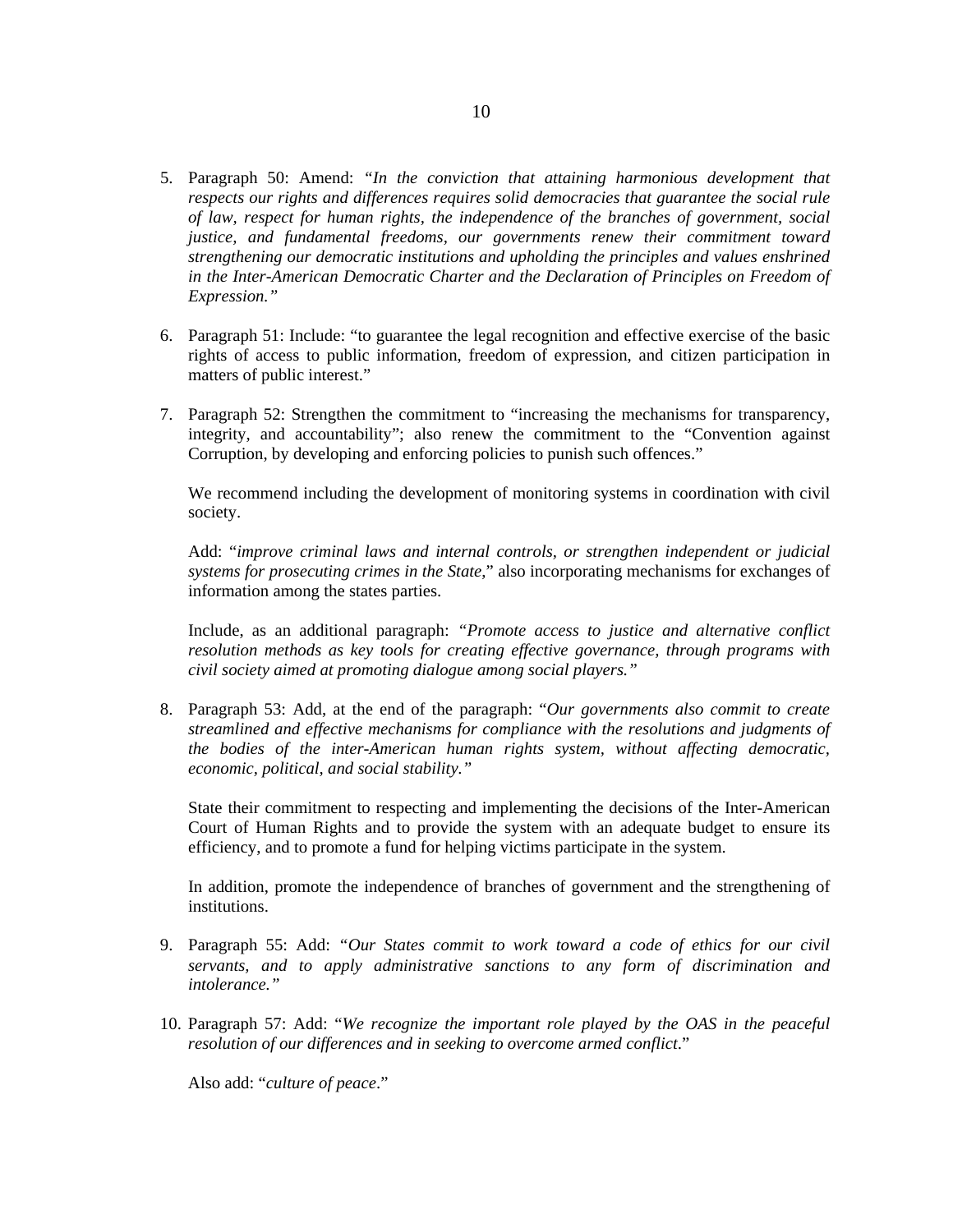5. Paragraph 50: Amend: *"In the conviction that attaining harmonious development that respects our rights and differences requires solid democracies that guarantee the social rule of law, respect for human rights, the independence of the branches of government, social justice, and fundamental freedoms, our governments renew their commitment toward strengthening our democratic institutions and upholding the principles and values enshrined in the Inter-American Democratic Charter and the Declaration of Principles on Freedom of Expression."*

6. Paragraph 51: Include: "to guarantee the legal recognition and effective exercise of the basic rights of access to public information, freedom of expression, and citizen participation in matters of public interest."

7. Paragraph 52: Strengthen the commitment to "increasing the mechanisms for transparency, integrity, and accountability"; also renew the commitment to the "Convention against Corruption, by developing and enforcing policies to punish such offences."

   We recommend including the development of monitoring systems in coordination with civil society.

   Add: "*improve criminal laws and internal controls, or strengthen independent or judicial systems for prosecuting crimes in the State*," also incorporating mechanisms for exchanges of information among the states parties.

   Include, as an additional paragraph: *"Promote access to justice and alternative conflict resolution methods as key tools for creating effective governance, through programs with civil society aimed at promoting dialogue among social players."*

8. Paragraph 53: Add, at the end of the paragraph: "*Our governments also commit to create streamlined and effective mechanisms for compliance with the resolutions and judgments of the bodies of the inter-American human rights system, without affecting democratic, economic, political, and social stability."*

   State their commitment to respecting and implementing the decisions of the Inter-American Court of Human Rights and to provide the system with an adequate budget to ensure its efficiency, and to promote a fund for helping victims participate in the system.

   In addition, promote the independence of branches of government and the strengthening of institutions.

9. Paragraph 55: Add: *"Our States commit to work toward a code of ethics for our civil servants, and to apply administrative sanctions to any form of discrimination and intolerance."*

10. Paragraph 57: Add: "*We recognize the important role played by the OAS in the peaceful resolution of our differences and in seeking to overcome armed conflict*."

    Also add: "*culture of peace*."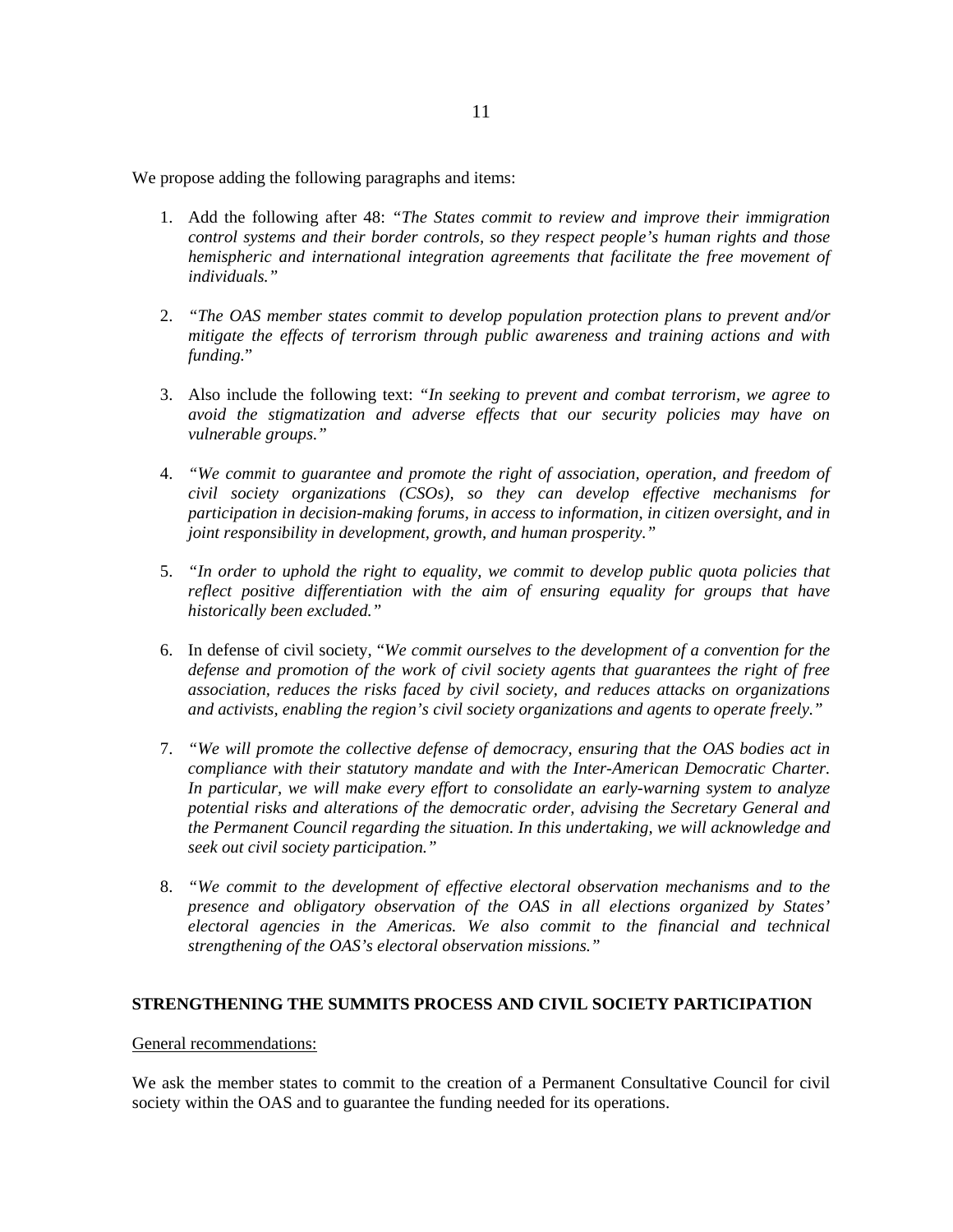We propose adding the following paragraphs and items:

1. Add the following after 48: *"The States commit to review and improve their immigration control systems and their border controls, so they respect people's human rights and those hemispheric and international integration agreements that facilitate the free movement of individuals."*

2. *"The OAS member states commit to develop population protection plans to prevent and/or mitigate the effects of terrorism through public awareness and training actions and with funding.*"

3. Also include the following text: *"In seeking to prevent and combat terrorism, we agree to avoid the stigmatization and adverse effects that our security policies may have on vulnerable groups."*

4. *"We commit to guarantee and promote the right of association, operation, and freedom of civil society organizations (CSOs), so they can develop effective mechanisms for participation in decision-making forums, in access to information, in citizen oversight, and in joint responsibility in development, growth, and human prosperity."*

5. *"In order to uphold the right to equality, we commit to develop public quota policies that reflect positive differentiation with the aim of ensuring equality for groups that have historically been excluded."*

6. In defense of civil society, "*We commit ourselves to the development of a convention for the defense and promotion of the work of civil society agents that guarantees the right of free association, reduces the risks faced by civil society, and reduces attacks on organizations and activists, enabling the region's civil society organizations and agents to operate freely."*

7. *"We will promote the collective defense of democracy, ensuring that the OAS bodies act in compliance with their statutory mandate and with the Inter-American Democratic Charter. In particular, we will make every effort to consolidate an early-warning system to analyze potential risks and alterations of the democratic order, advising the Secretary General and the Permanent Council regarding the situation. In this undertaking, we will acknowledge and seek out civil society participation."*

8. *"We commit to the development of effective electoral observation mechanisms and to the presence and obligatory observation of the OAS in all elections organized by States' electoral agencies in the Americas. We also commit to the financial and technical strengthening of the OAS's electoral observation missions."*

## STRENGTHENING THE SUMMITS PROCESS AND CIVIL SOCIETY PARTICIPATION

General recommendations:

We ask the member states to commit to the creation of a Permanent Consultative Council for civil society within the OAS and to guarantee the funding needed for its operations.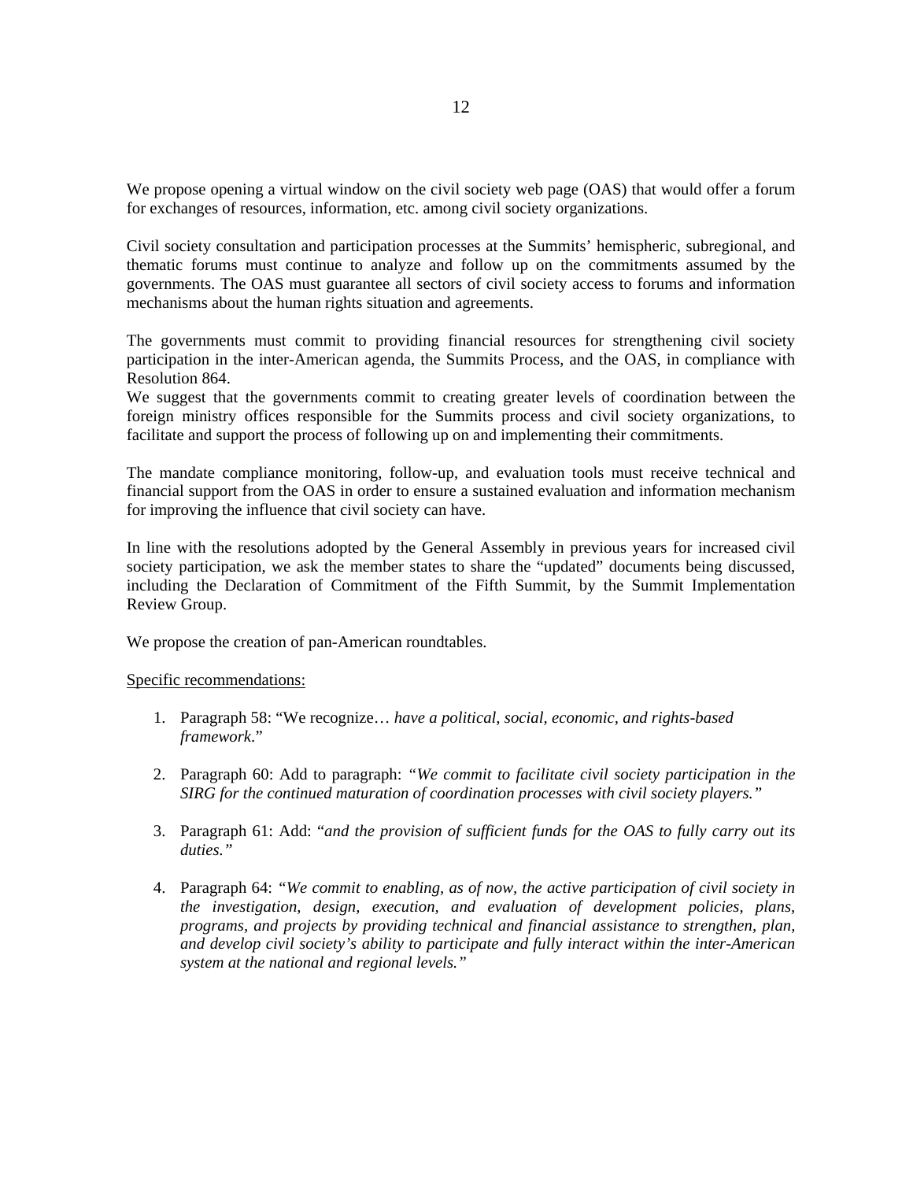We propose opening a virtual window on the civil society web page (OAS) that would offer a forum for exchanges of resources, information, etc. among civil society organizations.

Civil society consultation and participation processes at the Summits' hemispheric, subregional, and thematic forums must continue to analyze and follow up on the commitments assumed by the governments. The OAS must guarantee all sectors of civil society access to forums and information mechanisms about the human rights situation and agreements.

The governments must commit to providing financial resources for strengthening civil society participation in the inter-American agenda, the Summits Process, and the OAS, in compliance with Resolution 864.

We suggest that the governments commit to creating greater levels of coordination between the foreign ministry offices responsible for the Summits process and civil society organizations, to facilitate and support the process of following up on and implementing their commitments.

The mandate compliance monitoring, follow-up, and evaluation tools must receive technical and financial support from the OAS in order to ensure a sustained evaluation and information mechanism for improving the influence that civil society can have.

In line with the resolutions adopted by the General Assembly in previous years for increased civil society participation, we ask the member states to share the "updated" documents being discussed, including the Declaration of Commitment of the Fifth Summit, by the Summit Implementation Review Group.

We propose the creation of pan-American roundtables.

<u>Specific recommendations:</u>

1. Paragraph 58: "We recognize… *have a political, social, economic, and rights-based framework*."

2. Paragraph 60: Add to paragraph: *"We commit to facilitate civil society participation in the SIRG for the continued maturation of coordination processes with civil society players."*

3. Paragraph 61: Add: "*and the provision of sufficient funds for the OAS to fully carry out its duties."*

4. Paragraph 64: *"We commit to enabling, as of now, the active participation of civil society in the investigation, design, execution, and evaluation of development policies, plans, programs, and projects by providing technical and financial assistance to strengthen, plan, and develop civil society's ability to participate and fully interact within the inter-American system at the national and regional levels."*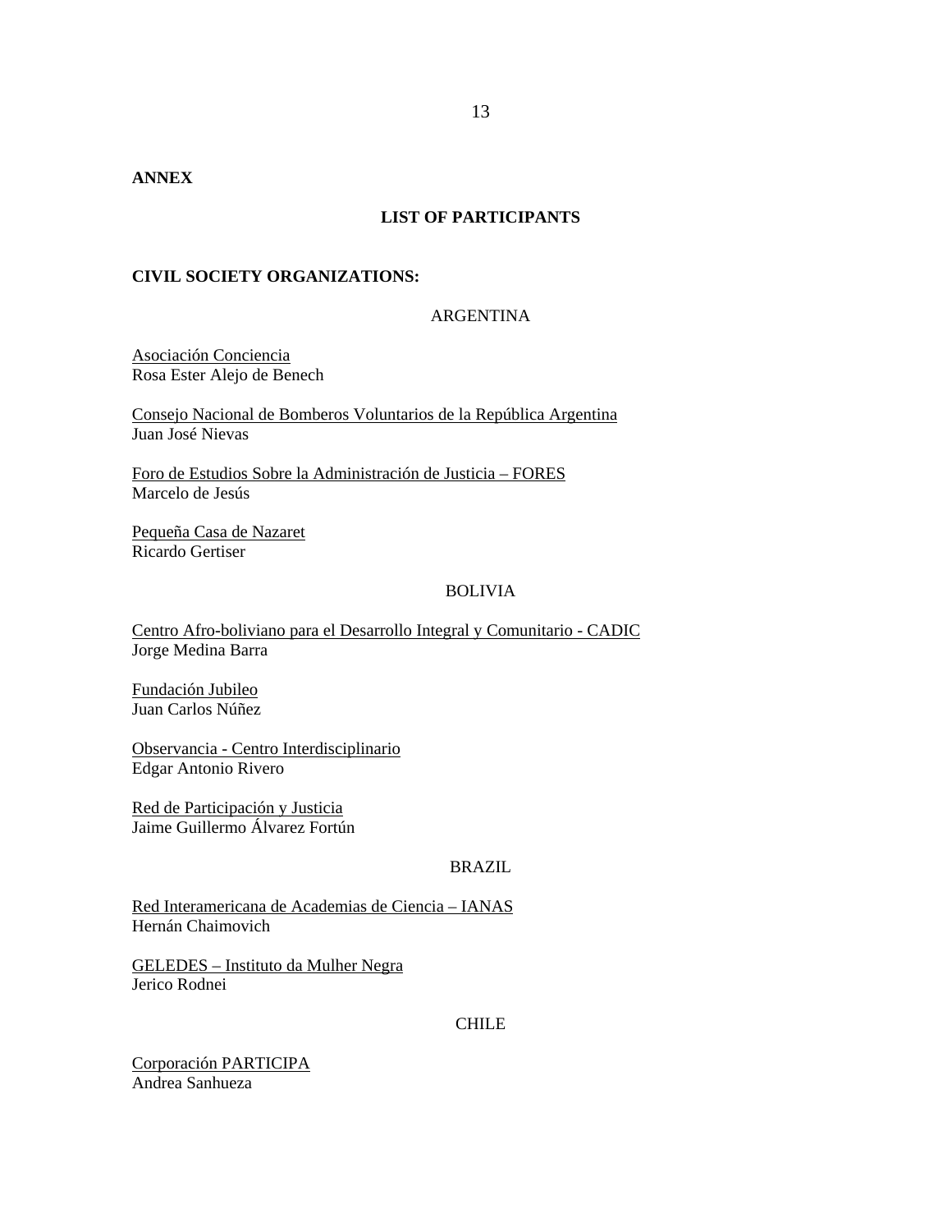**ANNEX**

## LIST OF PARTICIPANTS

**CIVIL SOCIETY ORGANIZATIONS:**

ARGENTINA

Asociación Conciencia
Rosa Ester Alejo de Benech

Consejo Nacional de Bomberos Voluntarios de la República Argentina
Juan José Nievas

Foro de Estudios Sobre la Administración de Justicia – FORES
Marcelo de Jesús

Pequeña Casa de Nazaret
Ricardo Gertiser

BOLIVIA

Centro Afro-boliviano para el Desarrollo Integral y Comunitario - CADIC
Jorge Medina Barra

Fundación Jubileo
Juan Carlos Núñez

Observancia - Centro Interdisciplinario
Edgar Antonio Rivero

Red de Participación y Justicia
Jaime Guillermo Álvarez Fortún

BRAZIL

Red Interamericana de Academias de Ciencia – IANAS
Hernán Chaimovich

GELEDES – Instituto da Mulher Negra
Jerico Rodnei

CHILE

Corporación PARTICIPA
Andrea Sanhueza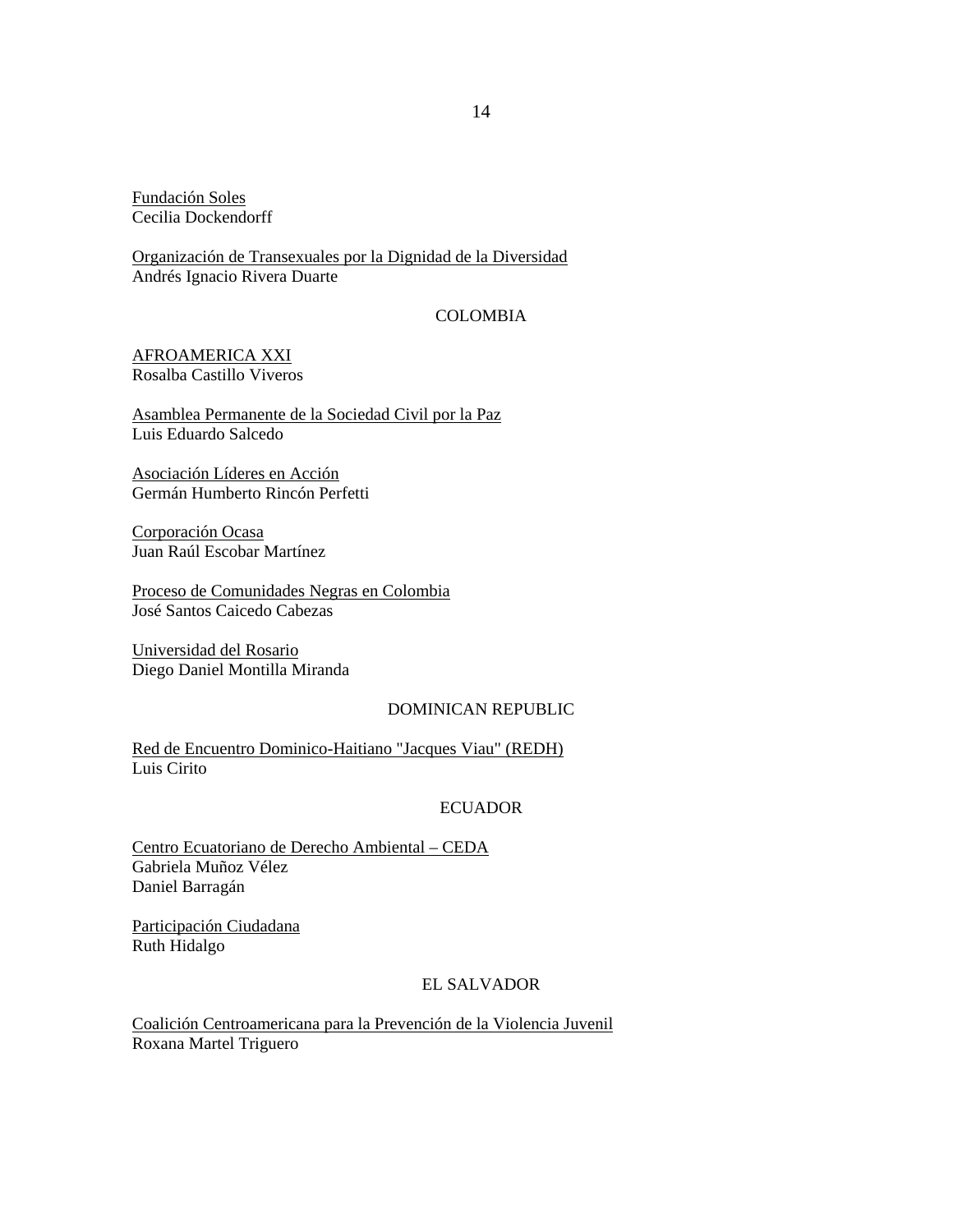<u>Fundación Soles</u>
Cecilia Dockendorff

<u>Organización de Transexuales por la Dignidad de la Diversidad</u>
Andrés Ignacio Rivera Duarte

## COLOMBIA

<u>AFROAMERICA XXI</u>
Rosalba Castillo Viveros

<u>Asamblea Permanente de la Sociedad Civil por la Paz</u>
Luis Eduardo Salcedo

<u>Asociación Líderes en Acción</u>
Germán Humberto Rincón Perfetti

<u>Corporación Ocasa</u>
Juan Raúl Escobar Martínez

<u>Proceso de Comunidades Negras en Colombia</u>
José Santos Caicedo Cabezas

<u>Universidad del Rosario</u>
Diego Daniel Montilla Miranda

## DOMINICAN REPUBLIC

<u>Red de Encuentro Dominico-Haitiano "Jacques Viau" (REDH)</u>
Luis Cirito

## ECUADOR

<u>Centro Ecuatoriano de Derecho Ambiental – CEDA</u>
Gabriela Muñoz Vélez
Daniel Barragán

<u>Participación Ciudadana</u>
Ruth Hidalgo

## EL SALVADOR

<u>Coalición Centroamericana para la Prevención de la Violencia Juvenil</u>
Roxana Martel Triguero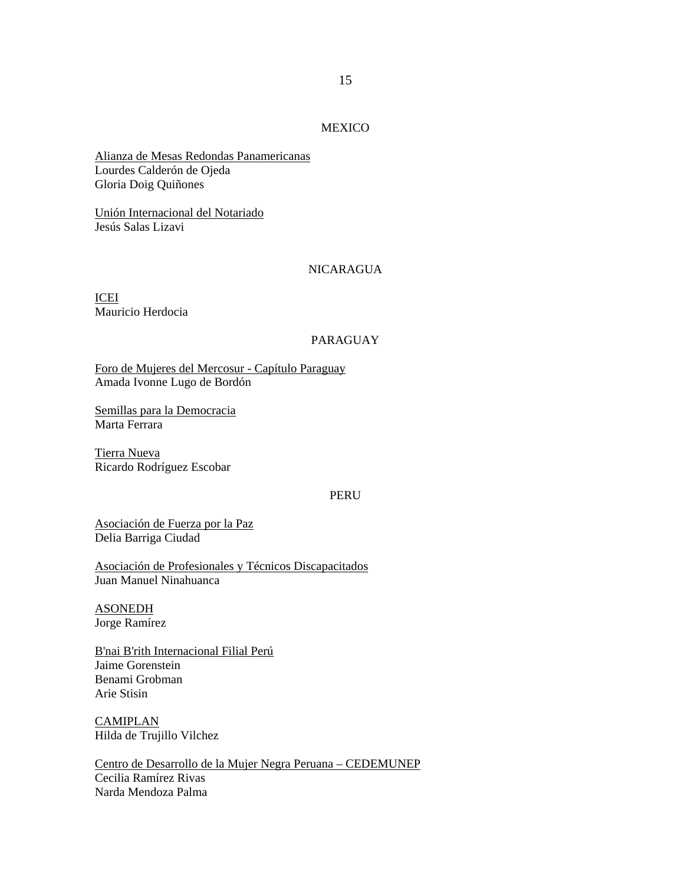## MEXICO

<u>Alianza de Mesas Redondas Panamericanas</u>
Lourdes Calderón de Ojeda
Gloria Doig Quiñones

<u>Unión Internacional del Notariado</u>
Jesús Salas Lizavi

## NICARAGUA

<u>ICEI</u>
Mauricio Herdocia

## PARAGUAY

<u>Foro de Mujeres del Mercosur - Capítulo Paraguay</u>
Amada Ivonne Lugo de Bordón

<u>Semillas para la Democracia</u>
Marta Ferrara

<u>Tierra Nueva</u>
Ricardo Rodríguez Escobar

## PERU

<u>Asociación de Fuerza por la Paz</u>
Delia Barriga Ciudad

<u>Asociación de Profesionales y Técnicos Discapacitados</u>
Juan Manuel Ninahuanca

<u>ASONEDH</u>
Jorge Ramírez

<u>B'nai B'rith Internacional Filial Perú</u>
Jaime Gorenstein
Benami Grobman
Arie Stisin

<u>CAMIPLAN</u>
Hilda de Trujillo Vilchez

<u>Centro de Desarrollo de la Mujer Negra Peruana – CEDEMUNEP</u>
Cecilia Ramírez Rivas
Narda Mendoza Palma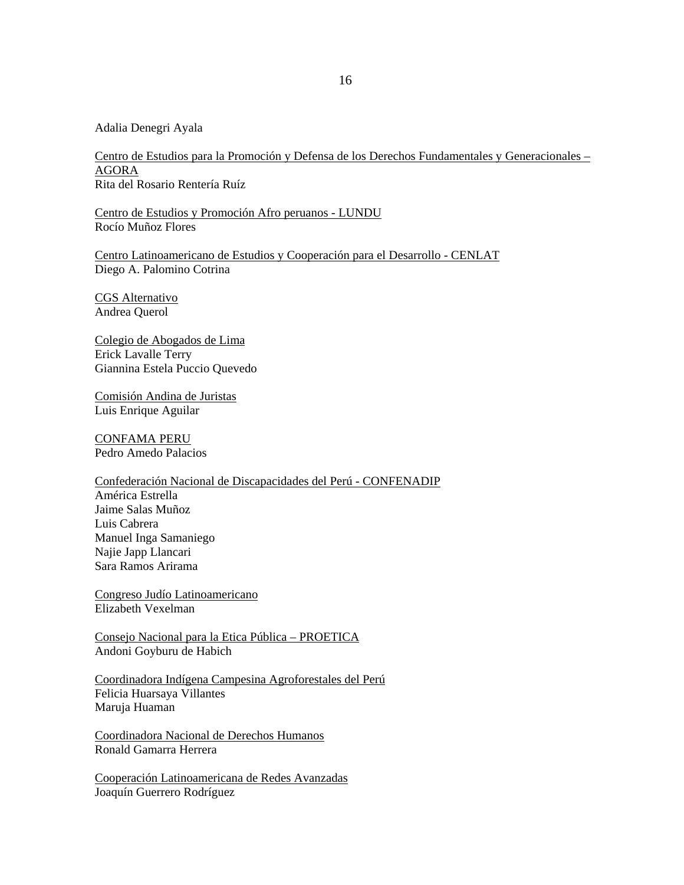Adalia Denegri Ayala

<u>Centro de Estudios para la Promoción y Defensa de los Derechos Fundamentales y Generacionales – AGORA</u>
Rita del Rosario Rentería Ruíz

<u>Centro de Estudios y Promoción Afro peruanos - LUNDU</u>
Rocío Muñoz Flores

<u>Centro Latinoamericano de Estudios y Cooperación para el Desarrollo - CENLAT</u>
Diego A. Palomino Cotrina

<u>CGS Alternativo</u>
Andrea Querol

<u>Colegio de Abogados de Lima</u>
Erick Lavalle Terry
Giannina Estela Puccio Quevedo

<u>Comisión Andina de Juristas</u>
Luis Enrique Aguilar

<u>CONFAMA PERU</u>
Pedro Amedo Palacios

<u>Confederación Nacional de Discapacidades del Perú - CONFENADIP</u>
América Estrella
Jaime Salas Muñoz
Luis Cabrera
Manuel Inga Samaniego
Najie Japp Llancari
Sara Ramos Arirama

<u>Congreso Judío Latinoamericano</u>
Elizabeth Vexelman

<u>Consejo Nacional para la Etica Pública – PROETICA</u>
Andoni Goyburu de Habich

<u>Coordinadora Indígena Campesina Agroforestales del Perú</u>
Felicia Huarsaya Villantes
Maruja Huaman

<u>Coordinadora Nacional de Derechos Humanos</u>
Ronald Gamarra Herrera

<u>Cooperación Latinoamericana de Redes Avanzadas</u>
Joaquín Guerrero Rodríguez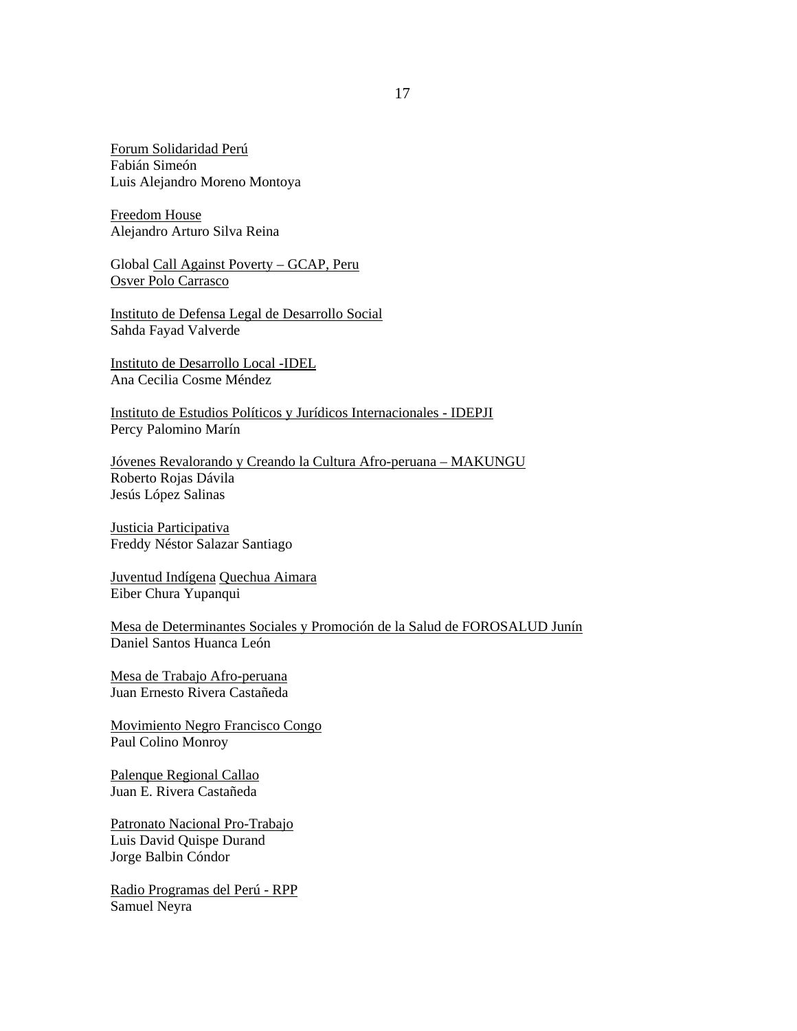<u>Forum Solidaridad Perú</u>
Fabián Simeón
Luis Alejandro Moreno Montoya

<u>Freedom House</u>
Alejandro Arturo Silva Reina

Global <u>Call Against Poverty – GCAP, Peru</u>
<u>Osver Polo Carrasco</u>

<u>Instituto de Defensa Legal de Desarrollo Social</u>
Sahda Fayad Valverde

<u>Instituto de Desarrollo Local -IDEL</u>
Ana Cecilia Cosme Méndez

<u>Instituto de Estudios Políticos y Jurídicos Internacionales - IDEPJI</u>
Percy Palomino Marín

<u>Jóvenes Revalorando y Creando la Cultura Afro-peruana – MAKUNGU</u>
Roberto Rojas Dávila
Jesús López Salinas

<u>Justicia Participativa</u>
Freddy Néstor Salazar Santiago

<u>Juventud Indígena</u> <u>Quechua Aimara</u>
Eiber Chura Yupanqui

<u>Mesa de Determinantes Sociales y Promoción de la Salud de FOROSALUD Junín</u>
Daniel Santos Huanca León

<u>Mesa de Trabajo Afro-peruana</u>
Juan Ernesto Rivera Castañeda

<u>Movimiento Negro Francisco Congo</u>
Paul Colino Monroy

<u>Palenque Regional Callao</u>
Juan E. Rivera Castañeda

<u>Patronato Nacional Pro-Trabajo</u>
Luis David Quispe Durand
Jorge Balbin Cóndor

<u>Radio Programas del Perú - RPP</u>
Samuel Neyra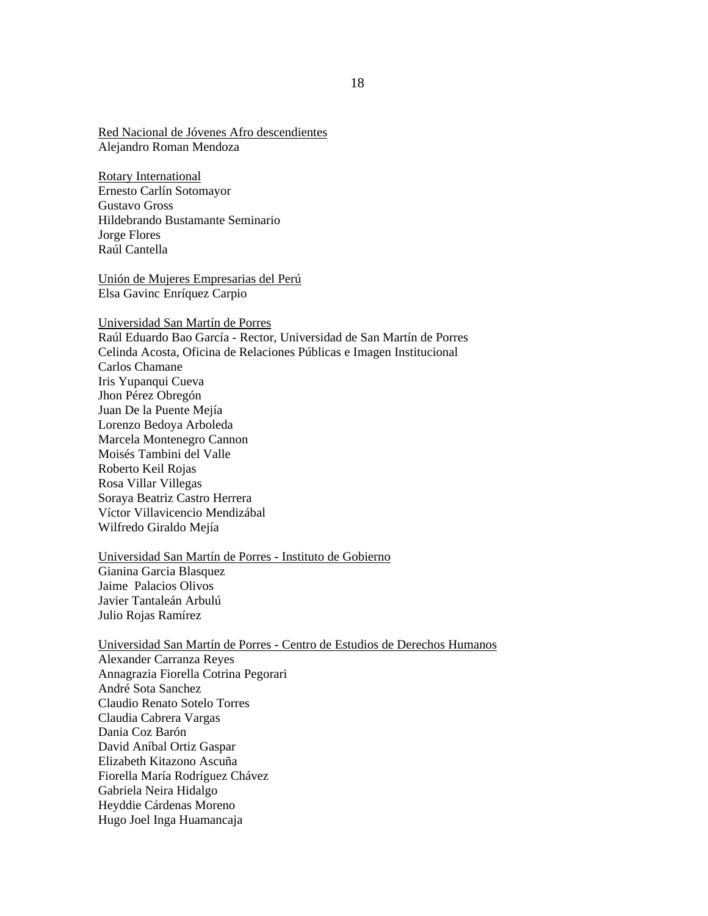<u>Red Nacional de Jóvenes Afro descendientes</u>
Alejandro Roman Mendoza

<u>Rotary International</u>
Ernesto Carlín Sotomayor
Gustavo Gross
Hildebrando Bustamante Seminario
Jorge Flores
Raúl Cantella

<u>Unión de Mujeres Empresarias del Perú</u>
Elsa Gavinc Enríquez Carpio

<u>Universidad San Martín de Porres</u>
Raúl Eduardo Bao García - Rector, Universidad de San Martín de Porres
Celinda Acosta, Oficina de Relaciones Públicas e Imagen Institucional
Carlos Chamane
Iris Yupanqui Cueva
Jhon Pérez Obregón
Juan De la Puente Mejía
Lorenzo Bedoya Arboleda
Marcela Montenegro Cannon
Moisés Tambini del Valle
Roberto Keil Rojas
Rosa Villar Villegas
Soraya Beatriz Castro Herrera
Víctor Villavicencio Mendizábal
Wilfredo Giraldo Mejía

<u>Universidad San Martín de Porres - Instituto de Gobierno</u>
Gianina Garcia Blasquez
Jaime Palacios Olivos
Javier Tantaleán Arbulú
Julio Rojas Ramírez

<u>Universidad San Martín de Porres - Centro de Estudios de Derechos Humanos</u>
Alexander Carranza Reyes
Annagrazia Fiorella Cotrina Pegorari
André Sota Sanchez
Claudio Renato Sotelo Torres
Claudia Cabrera Vargas
Dania Coz Barón
David Aníbal Ortiz Gaspar
Elizabeth Kitazono Ascuña
Fiorella María Rodríguez Chávez
Gabriela Neira Hidalgo
Heyddie Cárdenas Moreno
Hugo Joel Inga Huamancaja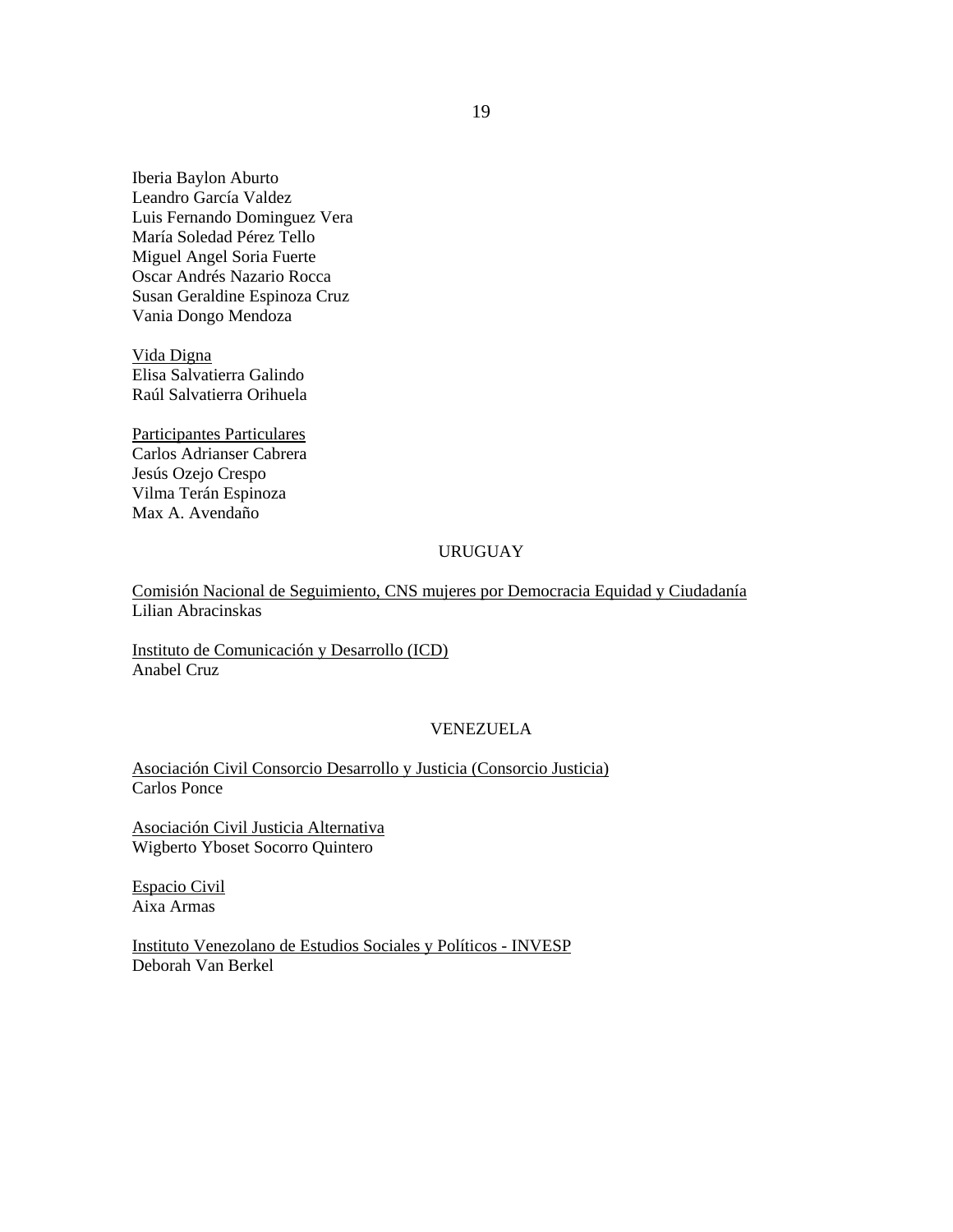Iberia Baylon Aburto  
Leandro García Valdez  
Luis Fernando Dominguez Vera  
María Soledad Pérez Tello  
Miguel Angel Soria Fuerte  
Oscar Andrés Nazario Rocca  
Susan Geraldine Espinoza Cruz  
Vania Dongo Mendoza

<u>Vida Digna</u>  
Elisa Salvatierra Galindo  
Raúl Salvatierra Orihuela

<u>Participantes Particulares</u>  
Carlos Adrianser Cabrera  
Jesús Ozejo Crespo  
Vilma Terán Espinoza  
Max A. Avendaño

## URUGUAY

<u>Comisión Nacional de Seguimiento, CNS mujeres por Democracia Equidad y Ciudadanía</u>  
Lilian Abracinskas

<u>Instituto de Comunicación y Desarrollo (ICD)</u>  
Anabel Cruz

## VENEZUELA

<u>Asociación Civil Consorcio Desarrollo y Justicia (Consorcio Justicia)</u>  
Carlos Ponce

<u>Asociación Civil Justicia Alternativa</u>  
Wigberto Yboset Socorro Quintero

<u>Espacio Civil</u>  
Aixa Armas

<u>Instituto Venezolano de Estudios Sociales y Políticos - INVESP</u>  
Deborah Van Berkel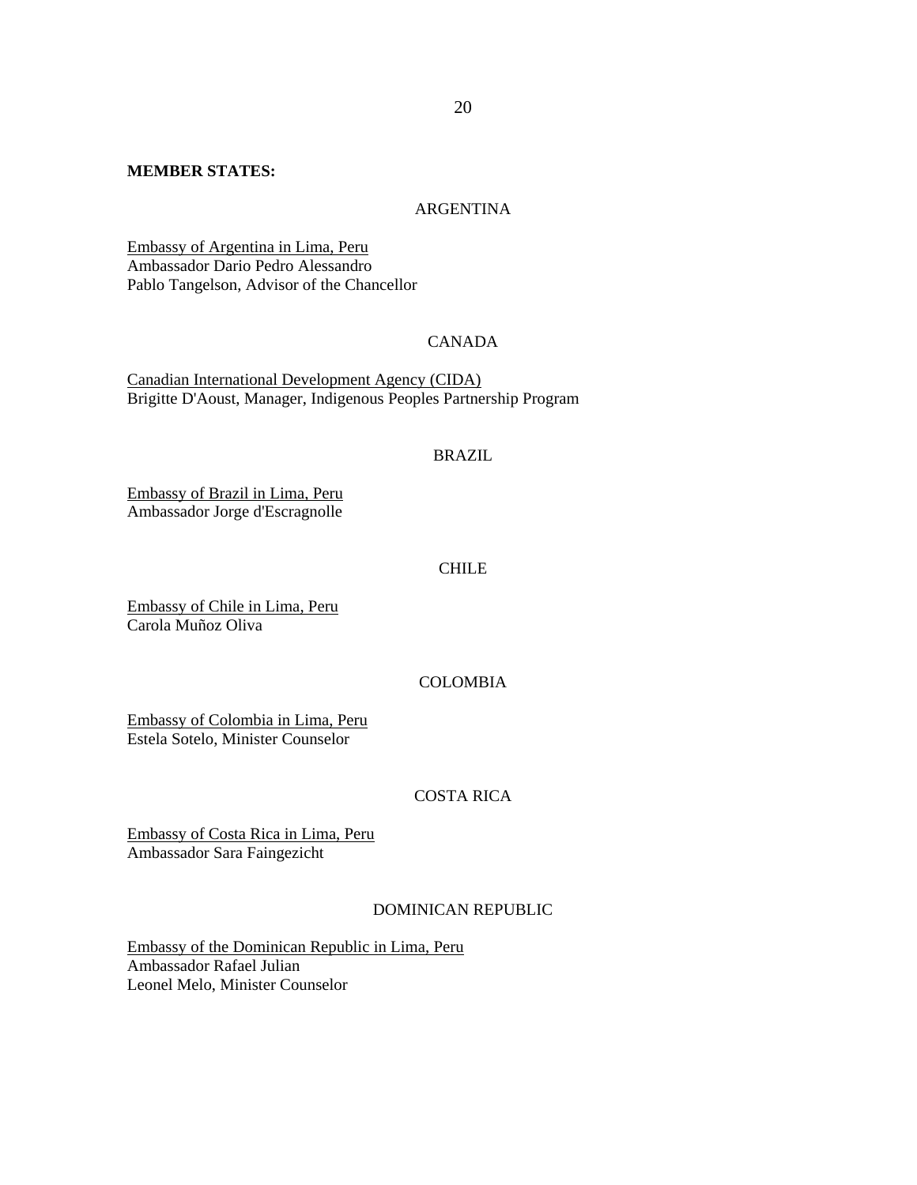**MEMBER STATES:**

ARGENTINA

Embassy of Argentina in Lima, Peru
Ambassador Dario Pedro Alessandro
Pablo Tangelson, Advisor of the Chancellor

CANADA

Canadian International Development Agency (CIDA)
Brigitte D'Aoust, Manager, Indigenous Peoples Partnership Program

BRAZIL

Embassy of Brazil in Lima, Peru
Ambassador Jorge d'Escragnolle

CHILE

Embassy of Chile in Lima, Peru
Carola Muñoz Oliva

COLOMBIA

Embassy of Colombia in Lima, Peru
Estela Sotelo, Minister Counselor

COSTA RICA

Embassy of Costa Rica in Lima, Peru
Ambassador Sara Faingezicht

DOMINICAN REPUBLIC

Embassy of the Dominican Republic in Lima, Peru
Ambassador Rafael Julian
Leonel Melo, Minister Counselor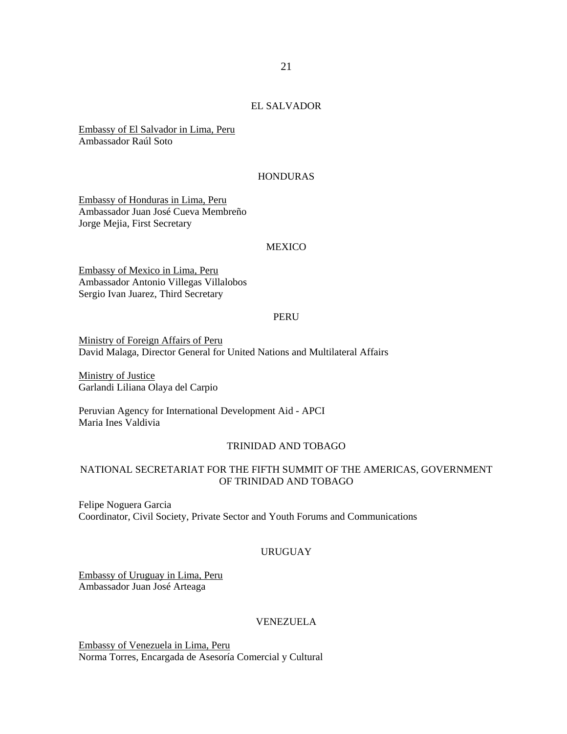EL SALVADOR

<u>Embassy of El Salvador in Lima, Peru</u>
Ambassador Raúl Soto

HONDURAS

<u>Embassy of Honduras in Lima, Peru</u>
Ambassador Juan José Cueva Membreño
Jorge Mejia, First Secretary

MEXICO

<u>Embassy of Mexico in Lima, Peru</u>
Ambassador Antonio Villegas Villalobos
Sergio Ivan Juarez, Third Secretary

PERU

<u>Ministry of Foreign Affairs of Peru</u>
David Malaga, Director General for United Nations and Multilateral Affairs

<u>Ministry of Justice</u>
Garlandi Liliana Olaya del Carpio

Peruvian Agency for International Development Aid - APCI
Maria Ines Valdivia

TRINIDAD AND TOBAGO

NATIONAL SECRETARIAT FOR THE FIFTH SUMMIT OF THE AMERICAS, GOVERNMENT OF TRINIDAD AND TOBAGO

Felipe Noguera Garcia
Coordinator, Civil Society, Private Sector and Youth Forums and Communications

URUGUAY

<u>Embassy of Uruguay in Lima, Peru</u>
Ambassador Juan José Arteaga

VENEZUELA

<u>Embassy of Venezuela in Lima, Peru</u>
Norma Torres, Encargada de Asesoría Comercial y Cultural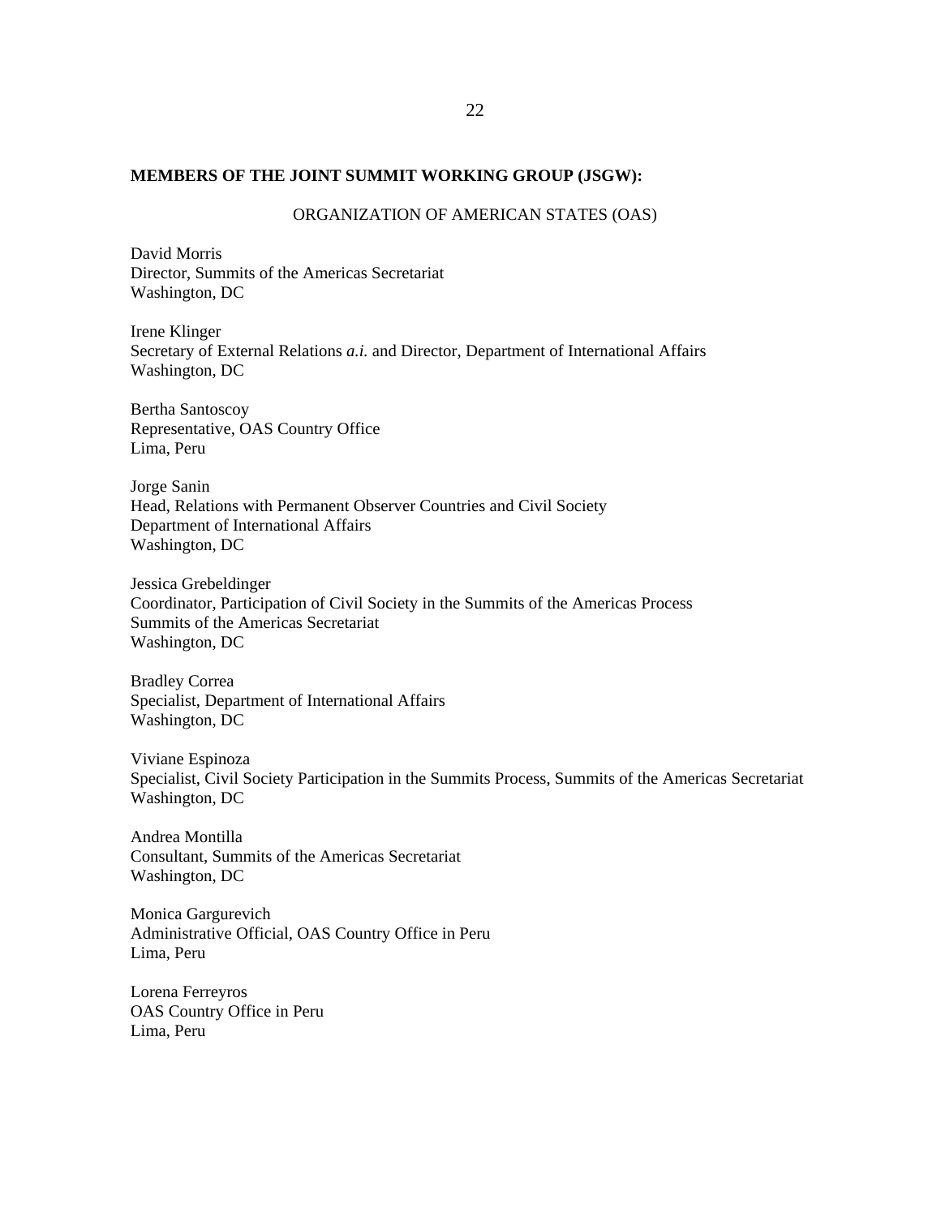**MEMBERS OF THE JOINT SUMMIT WORKING GROUP (JSGW):**

ORGANIZATION OF AMERICAN STATES (OAS)

David Morris
Director, Summits of the Americas Secretariat
Washington, DC

Irene Klinger
Secretary of External Relations *a.i.* and Director, Department of International Affairs
Washington, DC

Bertha Santoscoy
Representative, OAS Country Office
Lima, Peru

Jorge Sanin
Head, Relations with Permanent Observer Countries and Civil Society
Department of International Affairs
Washington, DC

Jessica Grebeldinger
Coordinator, Participation of Civil Society in the Summits of the Americas Process
Summits of the Americas Secretariat
Washington, DC

Bradley Correa
Specialist, Department of International Affairs
Washington, DC

Viviane Espinoza
Specialist, Civil Society Participation in the Summits Process, Summits of the Americas Secretariat
Washington, DC

Andrea Montilla
Consultant, Summits of the Americas Secretariat
Washington, DC

Monica Gargurevich
Administrative Official, OAS Country Office in Peru
Lima, Peru

Lorena Ferreyros
OAS Country Office in Peru
Lima, Peru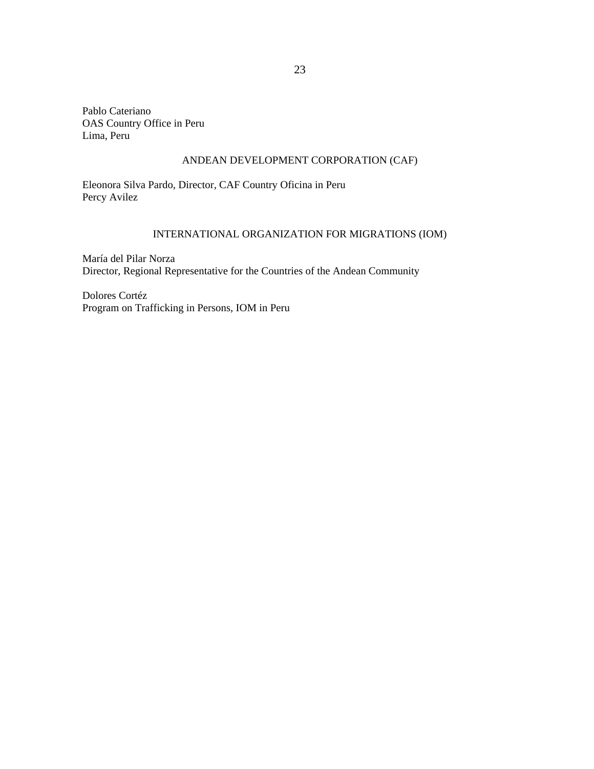Pablo Cateriano
OAS Country Office in Peru
Lima, Peru

ANDEAN DEVELOPMENT CORPORATION (CAF)

Eleonora Silva Pardo, Director, CAF Country Oficina in Peru
Percy Avilez

INTERNATIONAL ORGANIZATION FOR MIGRATIONS (IOM)

María del Pilar Norza
Director, Regional Representative for the Countries of the Andean Community

Dolores Cortéz
Program on Trafficking in Persons, IOM in Peru